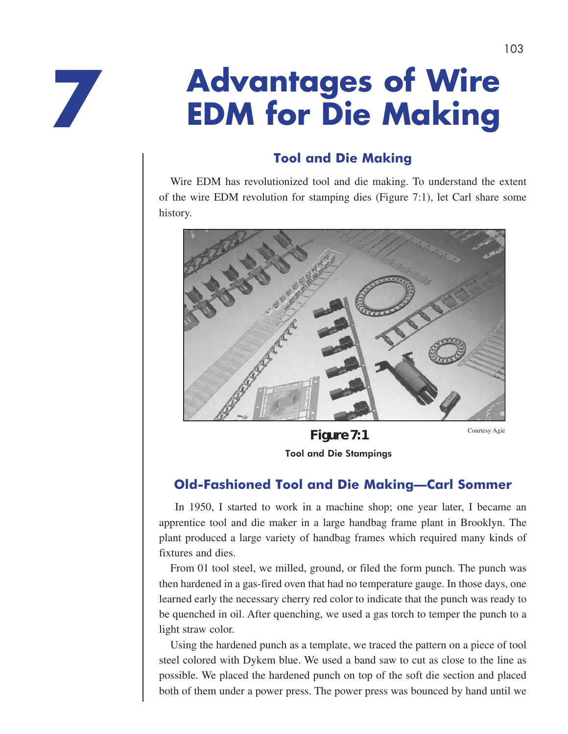# 7 Advantages of Wire EDM for Die Making

## Tool and Die Making

Wire EDM has revolutionized tool and die making. To understand the extent of the wire EDM revolution for stamping dies (Figure 7:1), let Carl share some history.

Courtesy Agie

**Figure 7:1**

Tool and Die Stampings

## Old-Fashioned Tool and Die Making—Carl Sommer

In 1950, I started to work in a machine shop; one year later, I became an apprentice tool and die maker in a large handbag frame plant in Brooklyn. The plant produced a large variety of handbag frames which required many kinds of fixtures and dies.

From 01 tool steel, we milled, ground, or filed the form punch. The punch was then hardened in a gas-fired oven that had no temperature gauge. In those days, one learned early the necessary cherry red color to indicate that the punch was ready to be quenched in oil. After quenching, we used a gas torch to temper the punch to a light straw color.

Using the hardened punch as a template, we traced the pattern on a piece of tool steel colored with Dykem blue. We used a band saw to cut as close to the line as possible. We placed the hardened punch on top of the soft die section and placed both of them under a power press. The power press was bounced by hand until we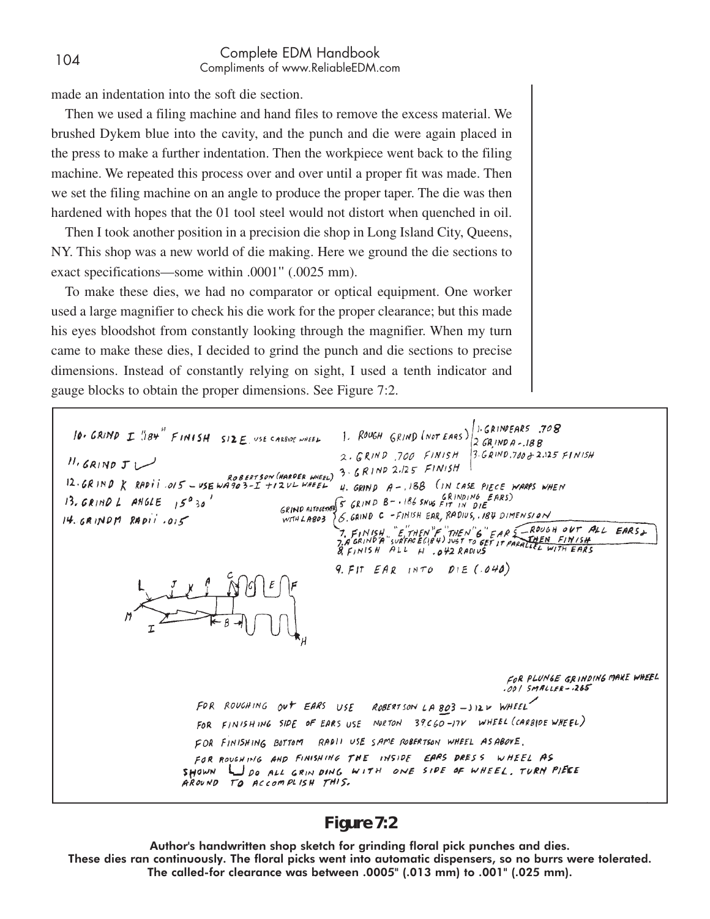made an indentation into the soft die section.

Then we used a filing machine and hand files to remove the excess material. We brushed Dykem blue into the cavity, and the punch and die were again placed in the press to make a further indentation. Then the workpiece went back to the filing machine. We repeated this process over and over until a proper fit was made. Then we set the filing machine on an angle to produce the proper taper. The die was then hardened with hopes that the 01 tool steel would not distort when quenched in oil.

Then I took another position in a precision die shop in Long Island City, Queens, NY. This shop was a new world of die making. Here we ground the die sections to exact specifications—some within .0001" (.0025 mm).

To make these dies, we had no comparator or optical equipment. One worker used a large magnifier to check his die work for the proper clearance; but this made his eyes bloodshot from constantly looking through the magnifier. When my turn came to make these dies, I decided to grind the punch and die sections to precise dimensions. Instead of constantly relying on sight, I used a tenth indicator and gauge blocks to obtain the proper dimensions. See Figure 7:2.

**Figure 7:2**

**Author's handwritten shop sketch for grinding floral pick punches and dies. These dies ran continuously. The floral picks went into automatic dispensers, so no burrs were tolerated. The called-for clearance was between .0005" (.013 mm) to .001" (.025 mm).**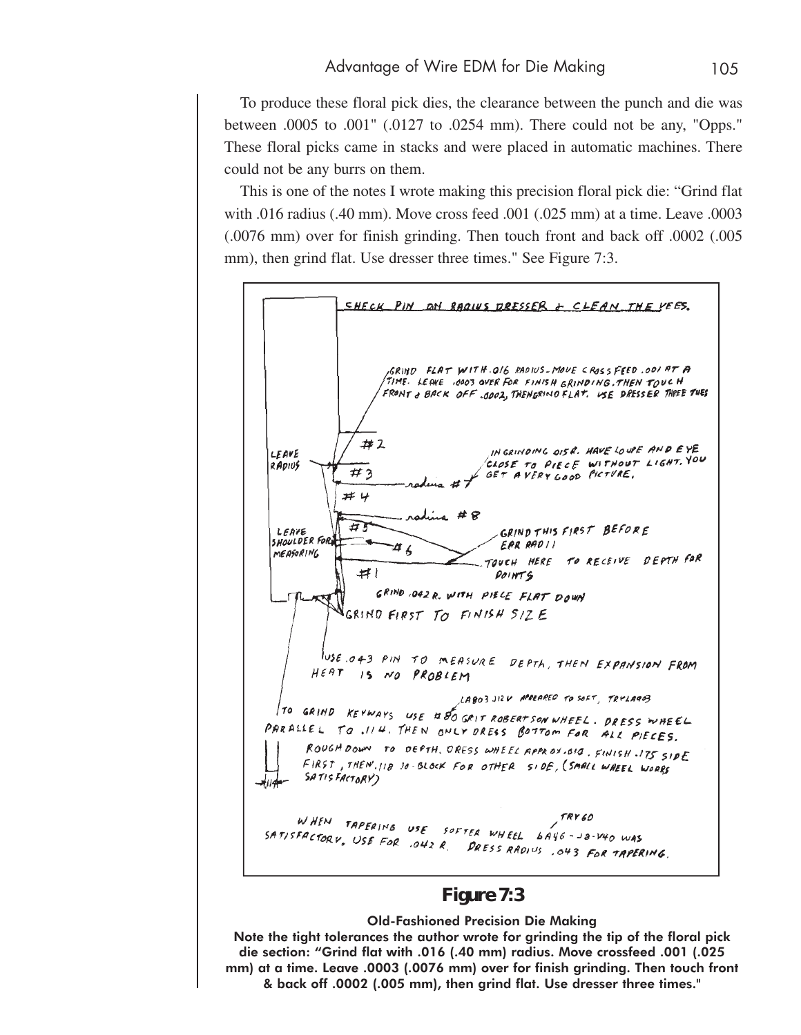To produce these floral pick dies, the clearance between the punch and die was between .0005 to .001" (.0127 to .0254 mm). There could not be any, "Opps." These floral picks came in stacks and were placed in automatic machines. There could not be any burrs on them.

This is one of the notes I wrote making this precision floral pick die: "Grind flat with .016 radius (.40 mm). Move cross feed .001 (.025 mm) at a time. Leave .0003 (.0076 mm) over for finish grinding. Then touch front and back off .0002 (.005 mm), then grind flat. Use dresser three times." See Figure 7:3.

CHECK PIN ON RADIUS DRESSER & CLEAN THE VEES.

GRIND FLAT WITH .016 RADIUS - MOVE CROSS FEED .001 AT A TIME. LEAVE .0003 OVER FOR FINISH GRINDING. THEN TOUCH FRONT & BACK OFF .0002, THEN GRIND FLAT. USE DRESSER THREE TIMES

#2

LEAVE RADIUS

IN GRINDING .015 R. HAVE LOUPE AND EYE CLOSE TO PIECE WITHOUT LIGHT. YOU GET A VERY GOOD PICTURE.

#3

radius #7

#4

radius #8

#5

LEAVE SHOULDER FOR MEASURING

#6

GRIND THIS FIRST BEFORE EAR RADII

TOUCH HERE TO RECEIVE DEPTH FOR POINTS

#1

GRIND .042 R. WITH PIECE FLAT DOWN

GRIND FIRST TO FINISH SIZE

USE .043 PIN TO MEASURE DEPTH, THEN EXPANSION FROM HEAT IS NO PROBLEM

LA803 J12V APPEARED TO SOFT, TRY LA803

TO GRIND KEYWAYS USE #80 GRIT ROBERTSON WHEEL. DRESS WHEEL PARALLEL TO .114. THEN ONLY DRESS BOTTOM FOR ALL PIECES.

ROUGH DOWN TO DEPTH. DRESS WHEEL APPROX .010. FINISH .175 SIDE FIRST, THEN .118 JO-BLOCK FOR OTHER SIDE, (SMALL WHEEL WORKS SATISFACTORY)

.114

WHEN TAPERING USE SOFTER WHEEL 6A46-J8-V40 WAS SATISFACTORY. USE FOR .042 R. DRESS RADIUS .043 FOR TAPERING. TRY 60

**Figure 7:3**

**Old-Fashioned Precision Die Making**

**Note the tight tolerances the author wrote for grinding the tip of the floral pick die section: "Grind flat with .016 (.40 mm) radius. Move crossfeed .001 (.025 mm) at a time. Leave .0003 (.0076 mm) over for finish grinding. Then touch front & back off .0002 (.005 mm), then grind flat. Use dresser three times."**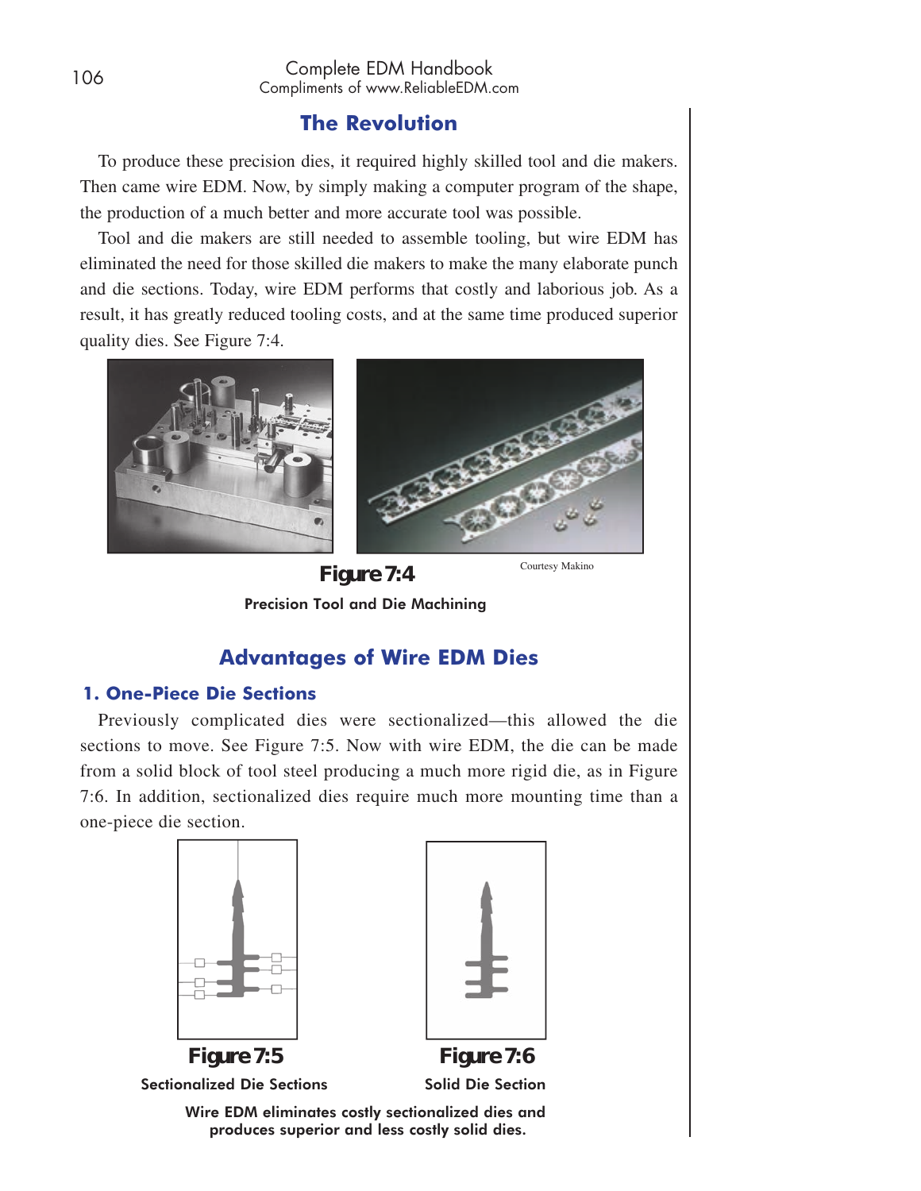## The Revolution

To produce these precision dies, it required highly skilled tool and die makers. Then came wire EDM. Now, by simply making a computer program of the shape, the production of a much better and more accurate tool was possible.

Tool and die makers are still needed to assemble tooling, but wire EDM has eliminated the need for those skilled die makers to make the many elaborate punch and die sections. Today, wire EDM performs that costly and laborious job. As a result, it has greatly reduced tooling costs, and at the same time produced superior quality dies. See Figure 7:4.

Courtesy Makino

**Figure 7:4**

**Precision Tool and Die Machining**

## Advantages of Wire EDM Dies

### 1. One-Piece Die Sections

Previously complicated dies were sectionalized—this allowed the die sections to move. See Figure 7:5. Now with wire EDM, the die can be made from a solid block of tool steel producing a much more rigid die, as in Figure 7:6. In addition, sectionalized dies require much more mounting time than a one-piece die section.

**Figure 7:5**

**Sectionalized Die Sections**

**Figure 7:6**

**Solid Die Section**

**Wire EDM eliminates costly sectionalized dies and produces superior and less costly solid dies.**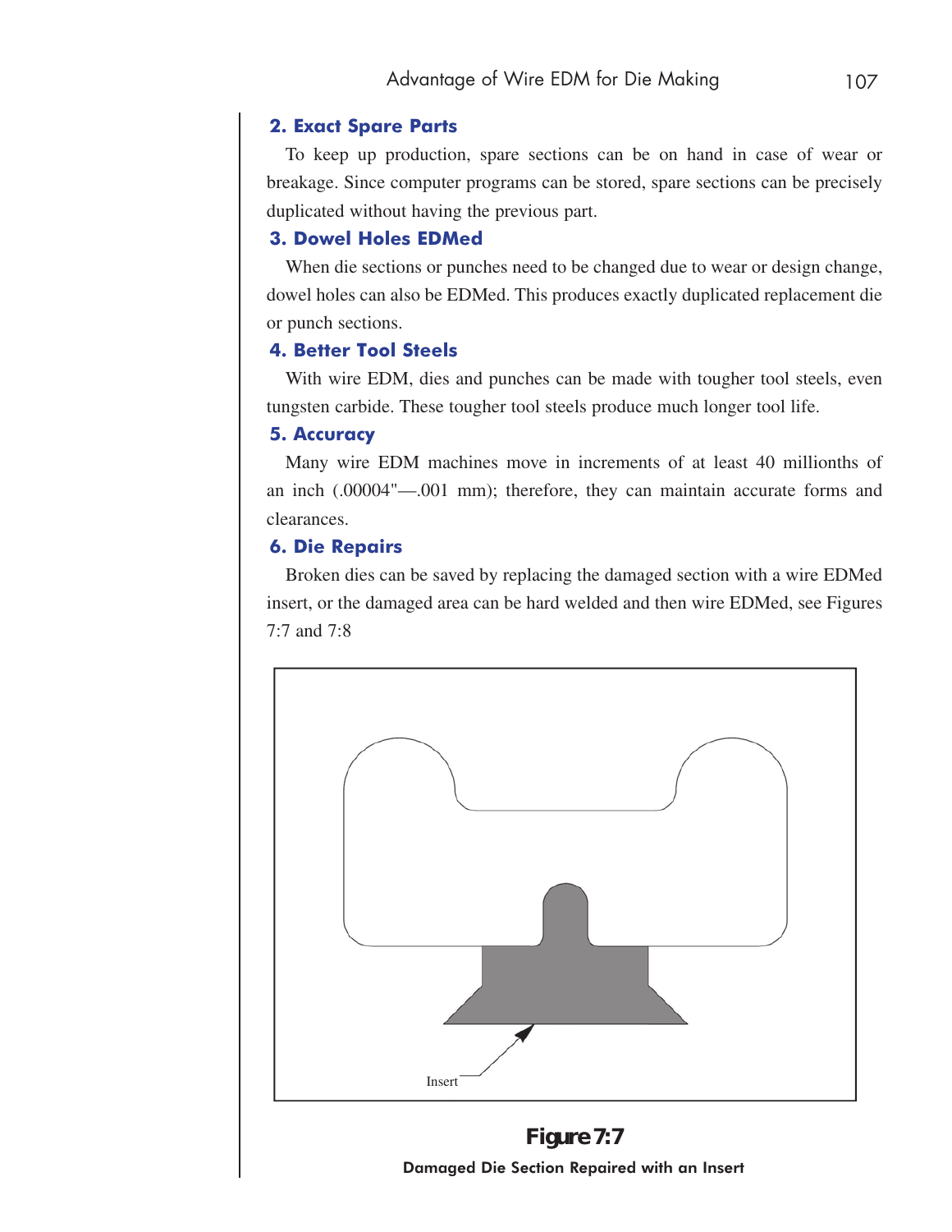### 2. Exact Spare Parts

To keep up production, spare sections can be on hand in case of wear or breakage. Since computer programs can be stored, spare sections can be precisely duplicated without having the previous part.

### 3. Dowel Holes EDMed

When die sections or punches need to be changed due to wear or design change, dowel holes can also be EDMed. This produces exactly duplicated replacement die or punch sections.

### 4. Better Tool Steels

With wire EDM, dies and punches can be made with tougher tool steels, even tungsten carbide. These tougher tool steels produce much longer tool life.

### 5. Accuracy

Many wire EDM machines move in increments of at least 40 millionths of an inch (.00004"—.001 mm); therefore, they can maintain accurate forms and clearances.

### 6. Die Repairs

Broken dies can be saved by replacing the damaged section with a wire EDMed insert, or the damaged area can be hard welded and then wire EDMed, see Figures 7:7 and 7:8

Insert

**Figure 7:7**

**Damaged Die Section Repaired with an Insert**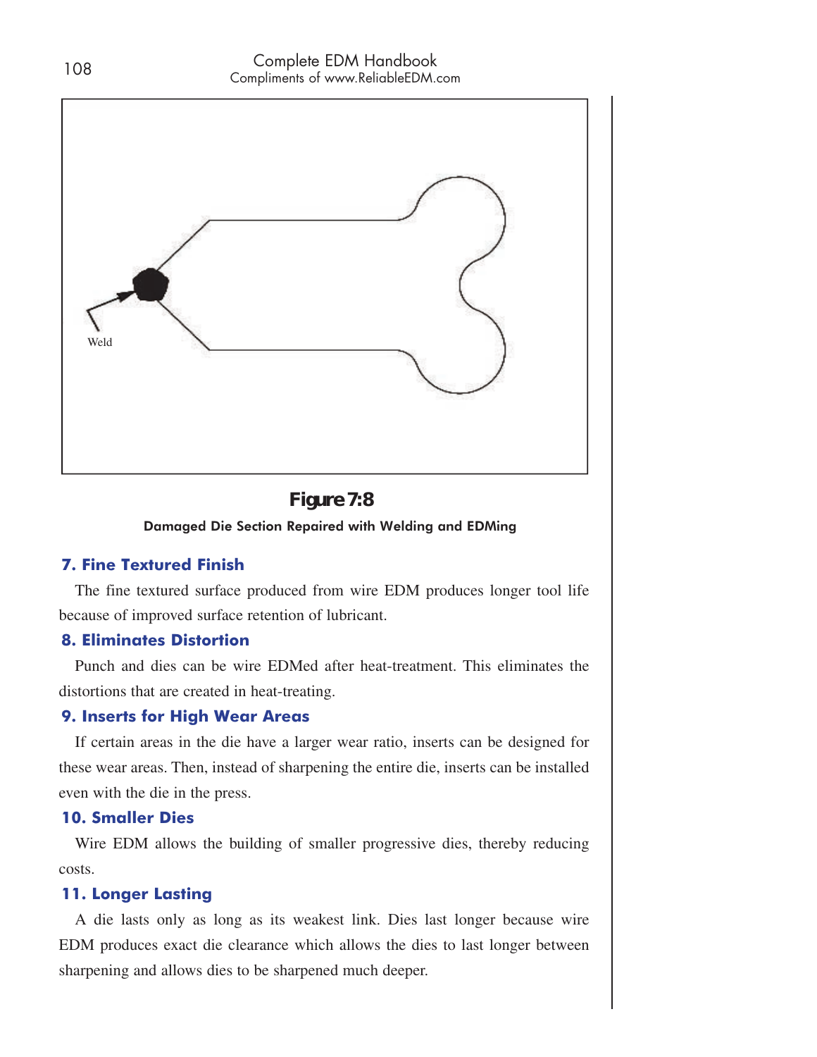Weld

**Figure 7:8**

Damaged Die Section Repaired with Welding and EDMing

### 7. Fine Textured Finish

The fine textured surface produced from wire EDM produces longer tool life because of improved surface retention of lubricant.

### 8. Eliminates Distortion

Punch and dies can be wire EDMed after heat-treatment. This eliminates the distortions that are created in heat-treating.

### 9. Inserts for High Wear Areas

If certain areas in the die have a larger wear ratio, inserts can be designed for these wear areas. Then, instead of sharpening the entire die, inserts can be installed even with the die in the press.

### 10. Smaller Dies

Wire EDM allows the building of smaller progressive dies, thereby reducing costs.

### 11. Longer Lasting

A die lasts only as long as its weakest link. Dies last longer because wire EDM produces exact die clearance which allows the dies to last longer between sharpening and allows dies to be sharpened much deeper.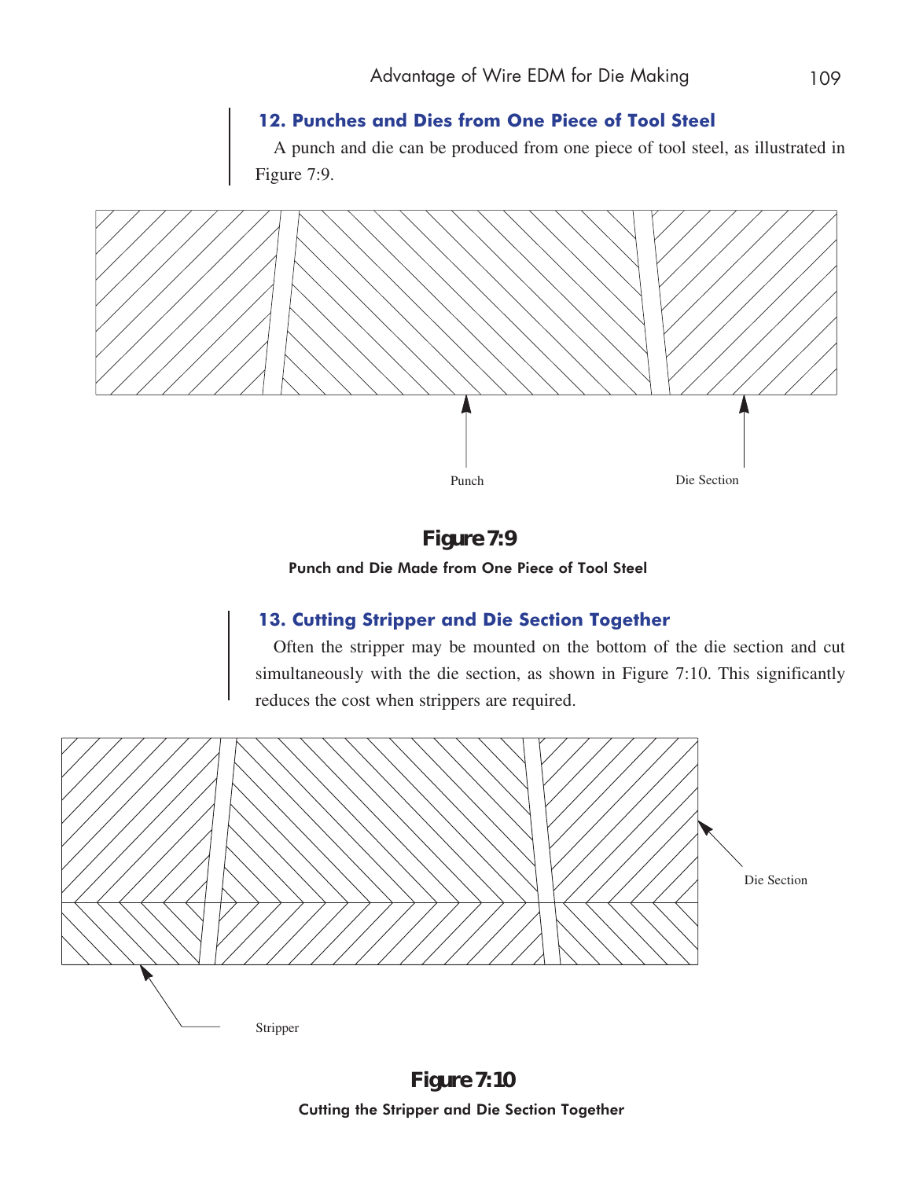## 12. Punches and Dies from One Piece of Tool Steel

A punch and die can be produced from one piece of tool steel, as illustrated in Figure 7:9.

Punch

Die Section

**Figure 7:9**

**Punch and Die Made from One Piece of Tool Steel**

## 13. Cutting Stripper and Die Section Together

Often the stripper may be mounted on the bottom of the die section and cut simultaneously with the die section, as shown in Figure 7:10. This significantly reduces the cost when strippers are required.

Die Section

Stripper

**Figure 7:10**

**Cutting the Stripper and Die Section Together**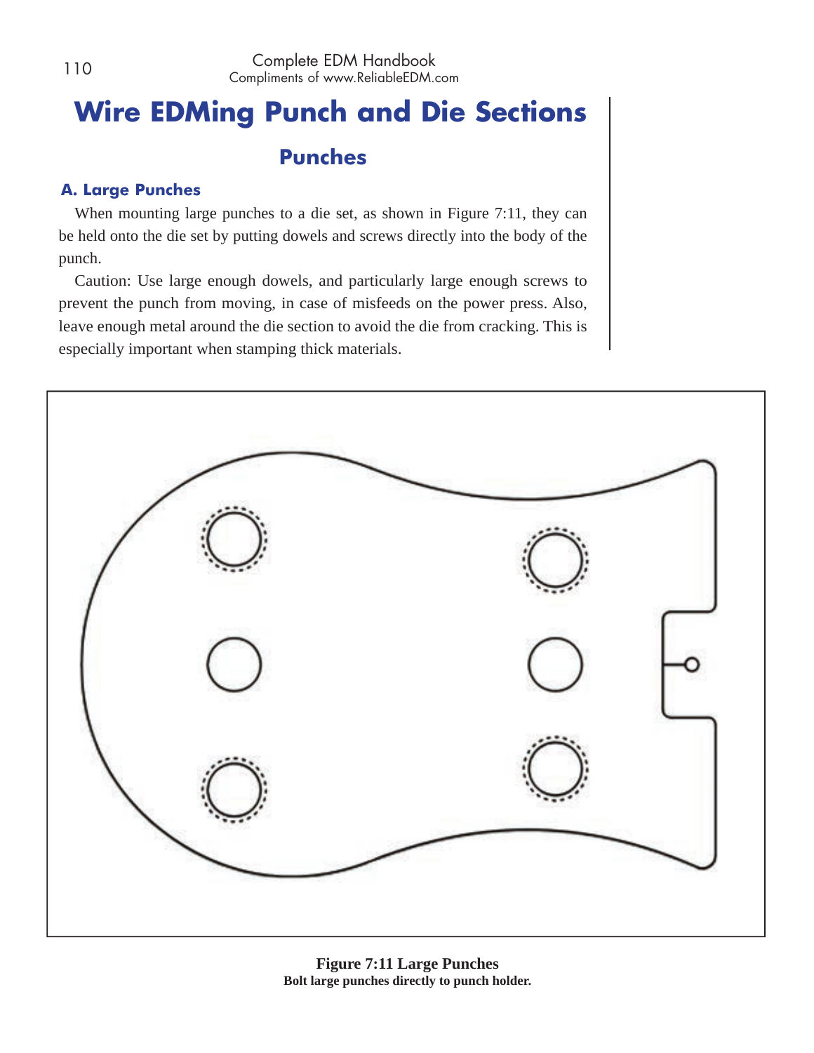# Wire EDMing Punch and Die Sections

## Punches

### A. Large Punches

When mounting large punches to a die set, as shown in Figure 7:11, they can be held onto the die set by putting dowels and screws directly into the body of the punch.

Caution: Use large enough dowels, and particularly large enough screws to prevent the punch from moving, in case of misfeeds on the power press. Also, leave enough metal around the die section to avoid the die from cracking. This is especially important when stamping thick materials.

**Figure 7:11 Large Punches**
**Bolt large punches directly to punch holder.**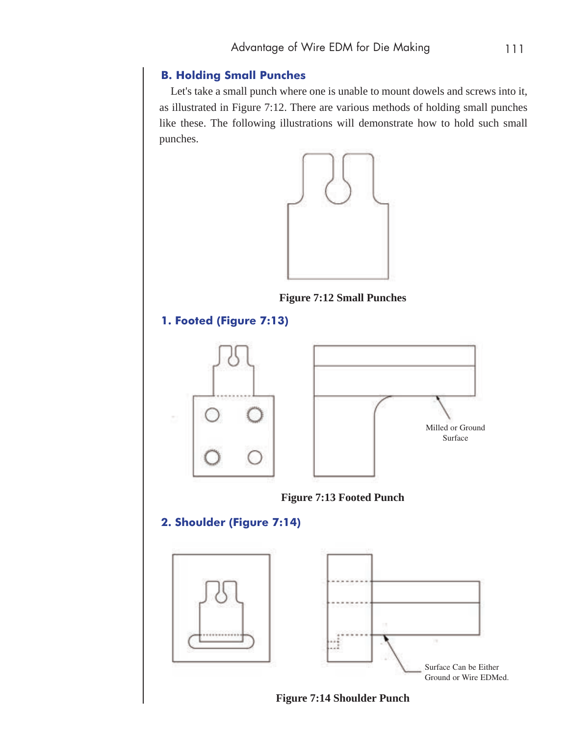## B. Holding Small Punches

Let's take a small punch where one is unable to mount dowels and screws into it, as illustrated in Figure 7:12. There are various methods of holding small punches like these. The following illustrations will demonstrate how to hold such small punches.

**Figure 7:12 Small Punches**

### 1. Footed (Figure 7:13)

Milled or Ground Surface

**Figure 7:13 Footed Punch**

### 2. Shoulder (Figure 7:14)

Surface Can be Either Ground or Wire EDMed.

**Figure 7:14 Shoulder Punch**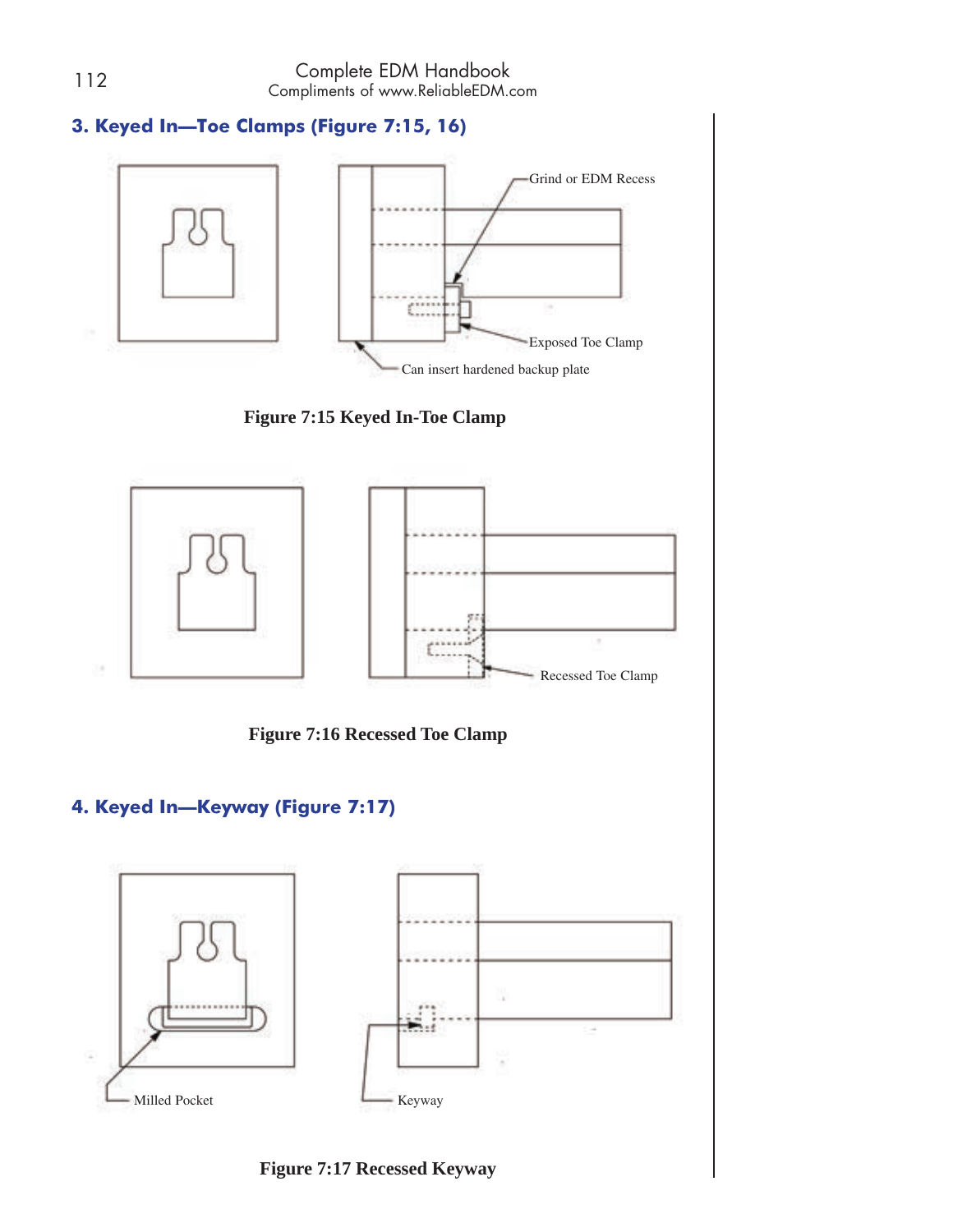### 3. Keyed In—Toe Clamps (Figure 7:15, 16)

Grind or EDM Recess

Exposed Toe Clamp

Can insert hardened backup plate

**Figure 7:15 Keyed In-Toe Clamp**

Recessed Toe Clamp

**Figure 7:16 Recessed Toe Clamp**

### 4. Keyed In—Keyway (Figure 7:17)

Milled Pocket

Keyway

**Figure 7:17 Recessed Keyway**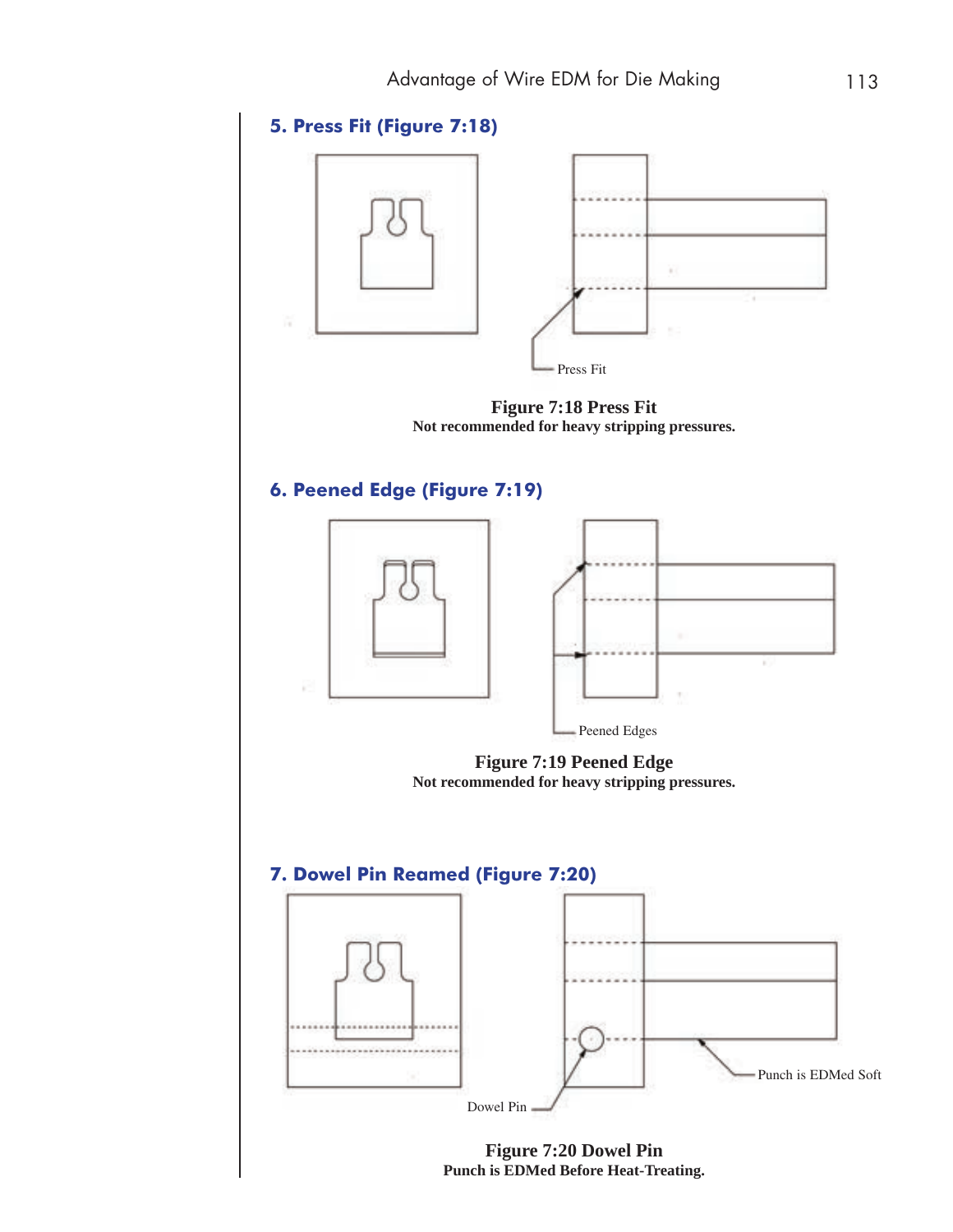## 5. Press Fit (Figure 7:18)

Press Fit

**Figure 7:18 Press Fit**
**Not recommended for heavy stripping pressures.**

## 6. Peened Edge (Figure 7:19)

Peened Edges

**Figure 7:19 Peened Edge**
**Not recommended for heavy stripping pressures.**

## 7. Dowel Pin Reamed (Figure 7:20)

Punch is EDMed Soft

Dowel Pin

**Figure 7:20 Dowel Pin**
**Punch is EDMed Before Heat-Treating.**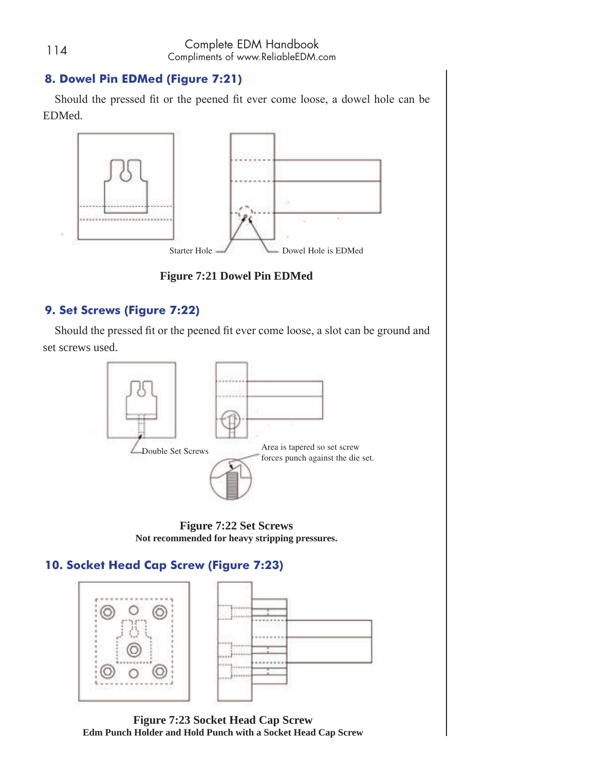## 8. Dowel Pin EDMed (Figure 7:21)

Should the pressed fit or the peened fit ever come loose, a dowel hole can be EDMed.

Starter Hole

Dowel Hole is EDMed

**Figure 7:21 Dowel Pin EDMed**

## 9. Set Screws (Figure 7:22)

Should the pressed fit or the peened fit ever come loose, a slot can be ground and set screws used.

Double Set Screws

Area is tapered so set screw forces punch against the die set.

**Figure 7:22 Set Screws**
**Not recommended for heavy stripping pressures.**

## 10. Socket Head Cap Screw (Figure 7:23)

**Figure 7:23 Socket Head Cap Screw**
**Edm Punch Holder and Hold Punch with a Socket Head Cap Screw**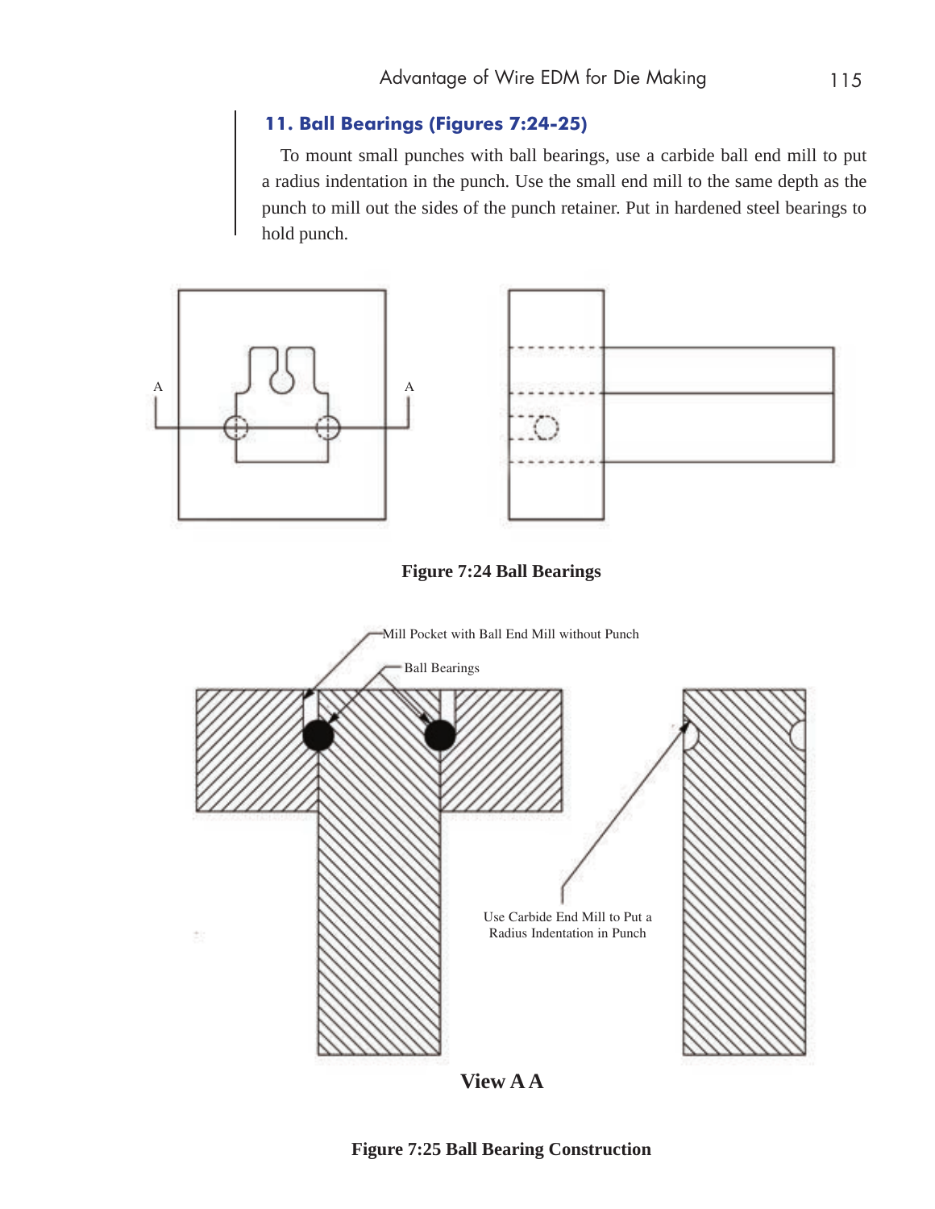### 11. Ball Bearings (Figures 7:24-25)

To mount small punches with ball bearings, use a carbide ball end mill to put a radius indentation in the punch. Use the small end mill to the same depth as the punch to mill out the sides of the punch retainer. Put in hardened steel bearings to hold punch.

A A

**Figure 7:24 Ball Bearings**

Mill Pocket with Ball End Mill without Punch

Ball Bearings

Use Carbide End Mill to Put a Radius Indentation in Punch

**View A A**

**Figure 7:25 Ball Bearing Construction**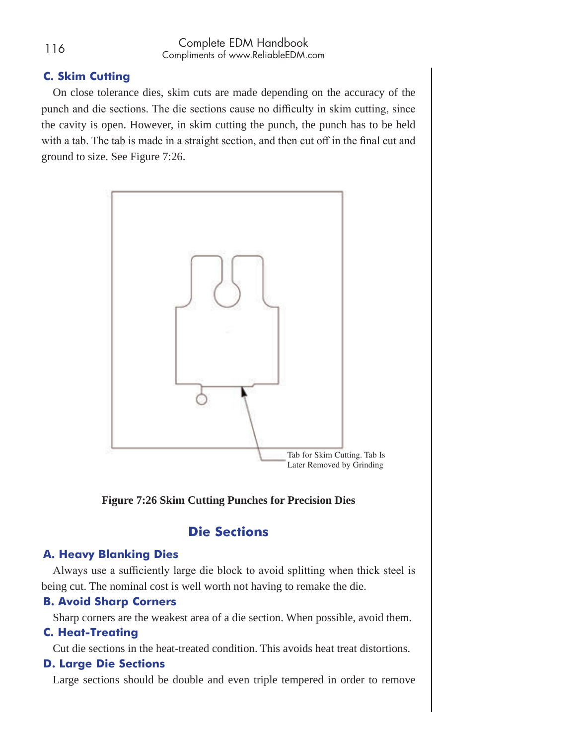### C. Skim Cutting

On close tolerance dies, skim cuts are made depending on the accuracy of the punch and die sections. The die sections cause no difficulty in skim cutting, since the cavity is open. However, in skim cutting the punch, the punch has to be held with a tab. The tab is made in a straight section, and then cut off in the final cut and ground to size. See Figure 7:26.

Tab for Skim Cutting. Tab Is Later Removed by Grinding

**Figure 7:26 Skim Cutting Punches for Precision Dies**

## Die Sections

### A. Heavy Blanking Dies

Always use a sufficiently large die block to avoid splitting when thick steel is being cut. The nominal cost is well worth not having to remake the die.

### B. Avoid Sharp Corners

Sharp corners are the weakest area of a die section. When possible, avoid them.

### C. Heat-Treating

Cut die sections in the heat-treated condition. This avoids heat treat distortions.

### D. Large Die Sections

Large sections should be double and even triple tempered in order to remove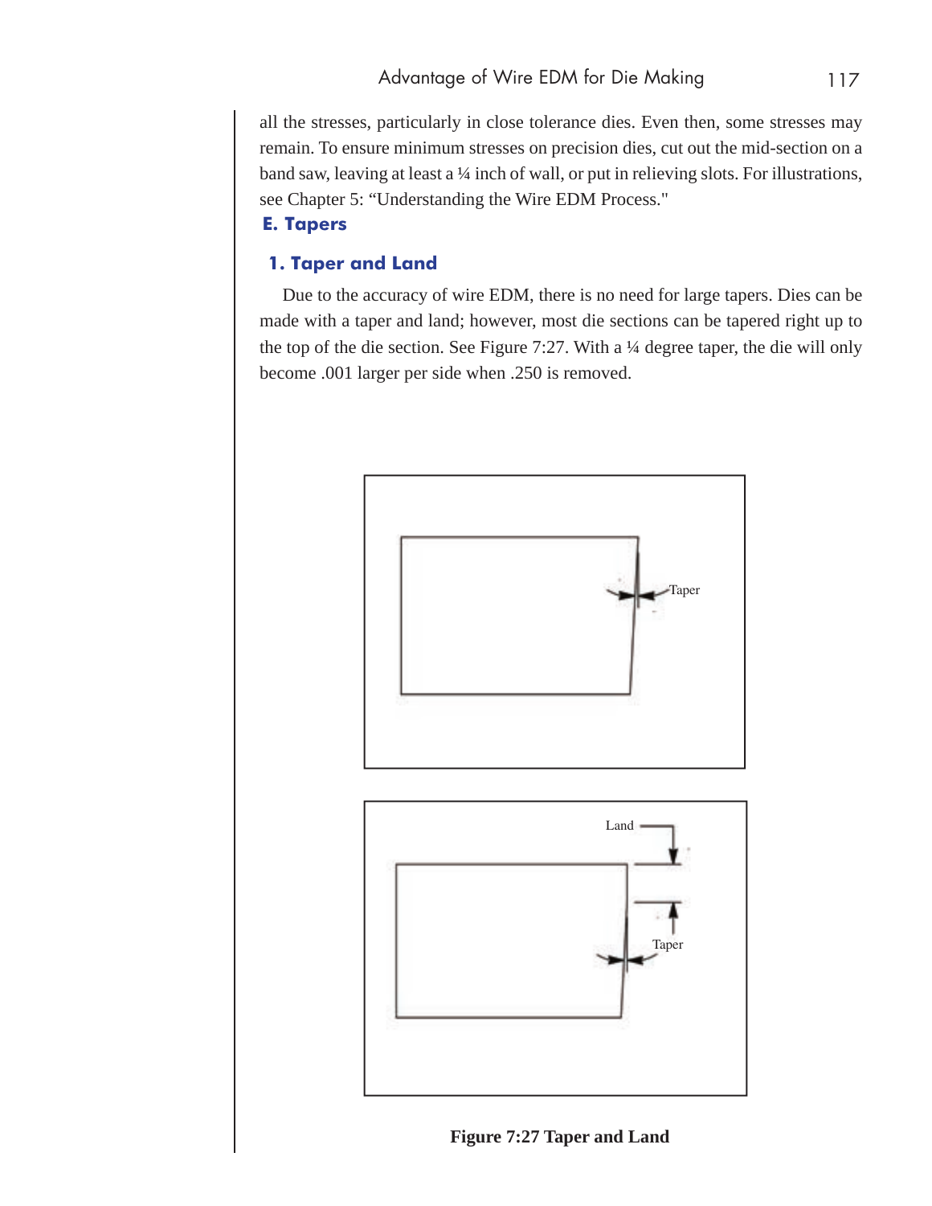all the stresses, particularly in close tolerance dies. Even then, some stresses may remain. To ensure minimum stresses on precision dies, cut out the mid-section on a band saw, leaving at least a ¼ inch of wall, or put in relieving slots. For illustrations, see Chapter 5: "Understanding the Wire EDM Process."

## E. Tapers

### 1. Taper and Land

Due to the accuracy of wire EDM, there is no need for large tapers. Dies can be made with a taper and land; however, most die sections can be tapered right up to the top of the die section. See Figure 7:27. With a ¼ degree taper, the die will only become .001 larger per side when .250 is removed.

**Figure 7:27 Taper and Land**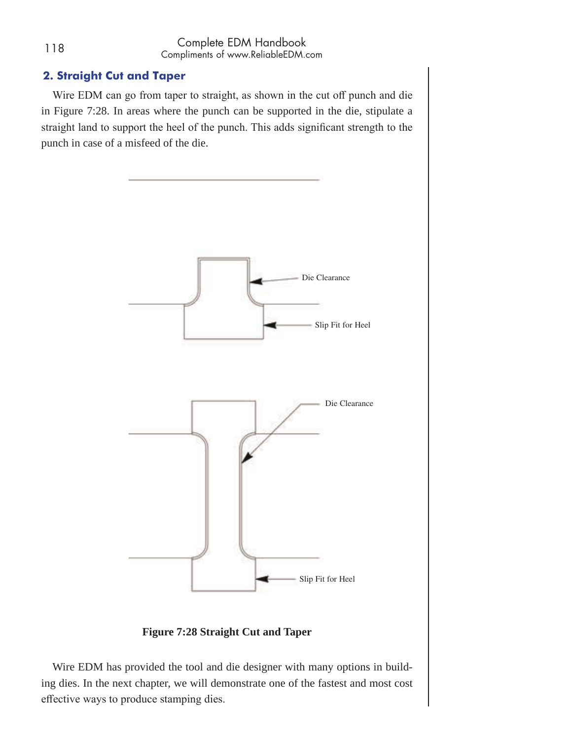## 2. Straight Cut and Taper

Wire EDM can go from taper to straight, as shown in the cut off punch and die in Figure 7:28. In areas where the punch can be supported in the die, stipulate a straight land to support the heel of the punch. This adds significant strength to the punch in case of a misfeed of the die.

Die Clearance

Slip Fit for Heel

Die Clearance

Slip Fit for Heel

**Figure 7:28 Straight Cut and Taper**

Wire EDM has provided the tool and die designer with many options in building dies. In the next chapter, we will demonstrate one of the fastest and most cost effective ways to produce stamping dies.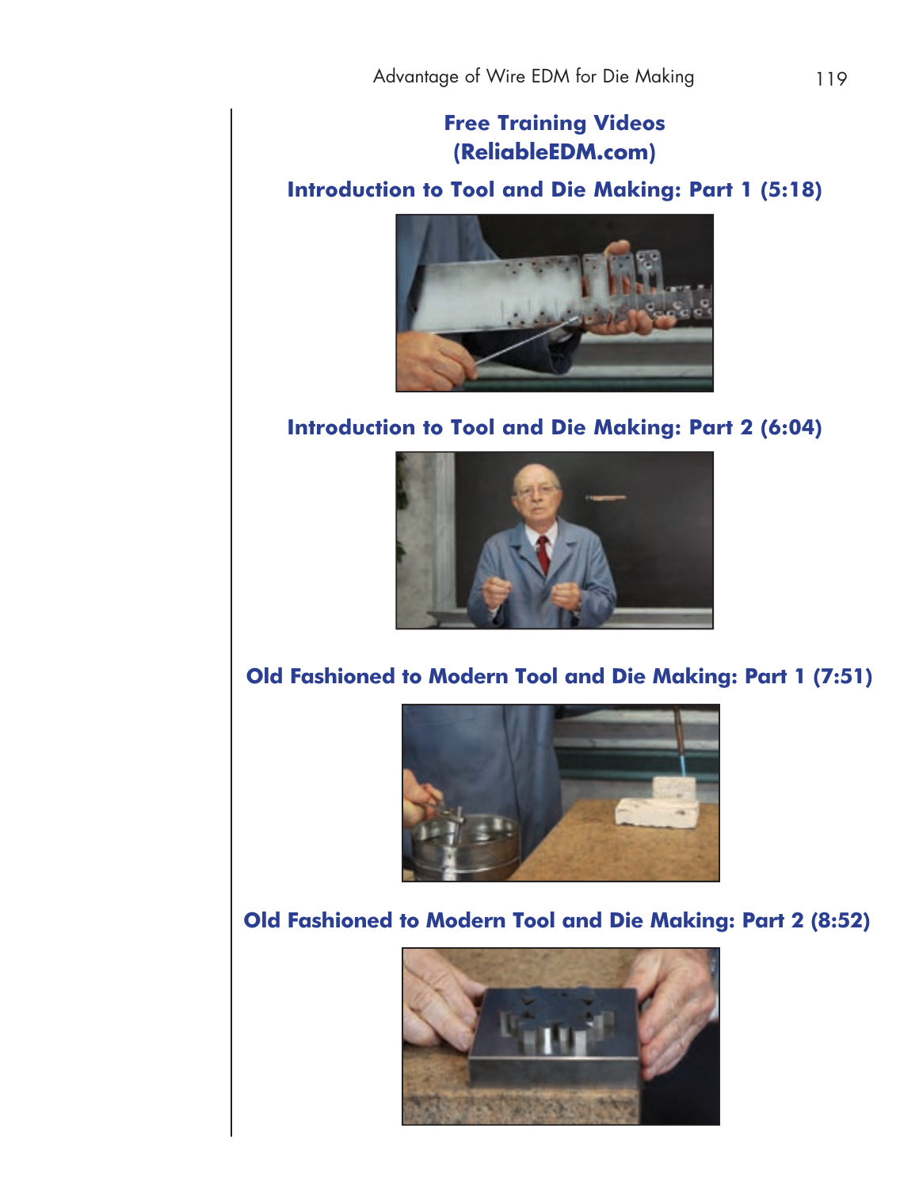## Free Training Videos (ReliableEDM.com)

### Introduction to Tool and Die Making: Part 1 (5:18)

### Introduction to Tool and Die Making: Part 2 (6:04)

### Old Fashioned to Modern Tool and Die Making: Part 1 (7:51)

### Old Fashioned to Modern Tool and Die Making: Part 2 (8:52)